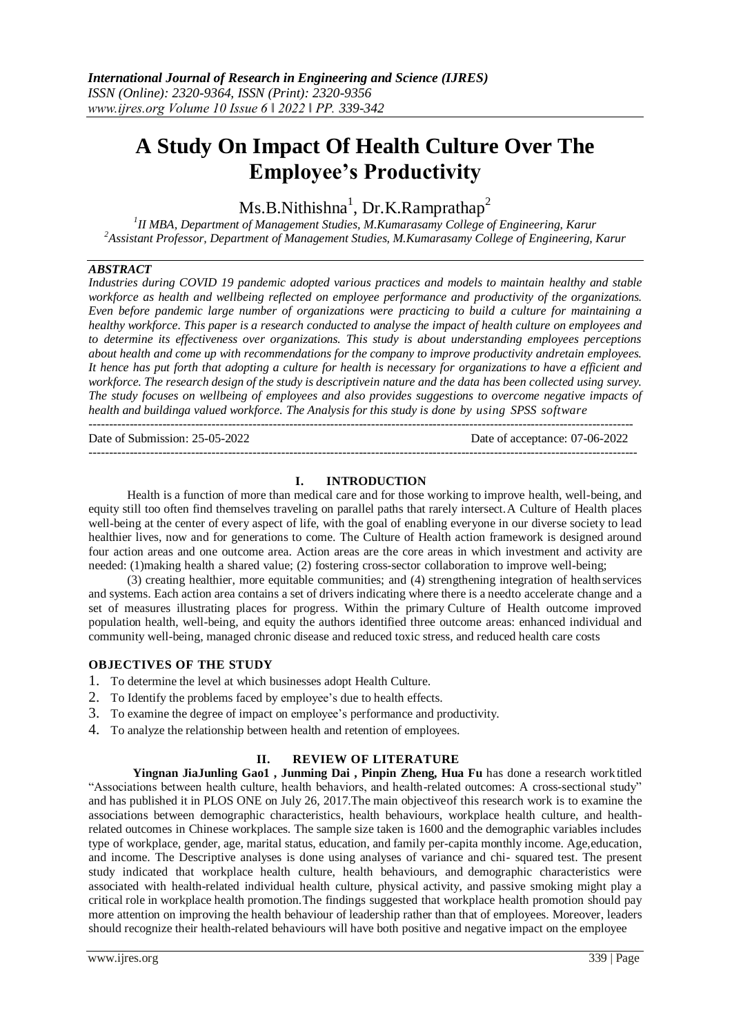# A Study On Impact Of Health Culture Over The Employee's Productivity

Ms.B.Nithishna[1], Dr.K.Ramprathap[2]

[1]II MBA, Department of Management Studies, M.Kumarasamy College of Engineering, Karur
[2]Assistant Professor, Department of Management Studies, M.Kumarasamy College of Engineering, Karur

## ABSTRACT

*Industries during COVID 19 pandemic adopted various practices and models to maintain healthy and stable workforce as health and wellbeing reflected on employee performance and productivity of the organizations. Even before pandemic large number of organizations were practicing to build a culture for maintaining a healthy workforce. This paper is a research conducted to analyse the impact of health culture on employees and to determine its effectiveness over organizations. This study is about understanding employees perceptions about health and come up with recommendations for the company to improve productivity andretain employees. It hence has put forth that adopting a culture for health is necessary for organizations to have a efficient and workforce. The research design of the study is descriptivein nature and the data has been collected using survey. The study focuses on wellbeing of employees and also provides suggestions to overcome negative impacts of health and buildinga valued workforce. The Analysis for this study is done by using SPSS software*

---

Date of Submission: 25-05-2022 Date of acceptance: 07-06-2022

---

## I. INTRODUCTION

Health is a function of more than medical care and for those working to improve health, well-being, and equity still too often find themselves traveling on parallel paths that rarely intersect. A Culture of Health places well-being at the center of every aspect of life, with the goal of enabling everyone in our diverse society to lead healthier lives, now and for generations to come. The Culture of Health action framework is designed around four action areas and one outcome area. Action areas are the core areas in which investment and activity are needed: (1)making health a shared value; (2) fostering cross-sector collaboration to improve well-being;

(3) creating healthier, more equitable communities; and (4) strengthening integration of health services and systems. Each action area contains a set of drivers indicating where there is a needto accelerate change and a set of measures illustrating places for progress. Within the primary Culture of Health outcome improved population health, well-being, and equity the authors identified three outcome areas: enhanced individual and community well-being, managed chronic disease and reduced toxic stress, and reduced health care costs

### OBJECTIVES OF THE STUDY

1. To determine the level at which businesses adopt Health Culture.
2. To Identify the problems faced by employee's due to health effects.
3. To examine the degree of impact on employee's performance and productivity.
4. To analyze the relationship between health and retention of employees.

## II. REVIEW OF LITERATURE

**Yingnan JiaJunling Gao1 , Junming Dai , Pinpin Zheng, Hua Fu** has done a research work titled "Associations between health culture, health behaviors, and health-related outcomes: A cross-sectional study" and has published it in PLOS ONE on July 26, 2017.The main objectiveof this research work is to examine the associations between demographic characteristics, health behaviours, workplace health culture, and health-related outcomes in Chinese workplaces. The sample size taken is 1600 and the demographic variables includes type of workplace, gender, age, marital status, education, and family per-capita monthly income. Age,education, and income. The Descriptive analyses is done using analyses of variance and chi- squared test. The present study indicated that workplace health culture, health behaviours, and demographic characteristics were associated with health-related individual health culture, physical activity, and passive smoking might play a critical role in workplace health promotion.The findings suggested that workplace health promotion should pay more attention on improving the health behaviour of leadership rather than that of employees. Moreover, leaders should recognize their health-related behaviours will have both positive and negative impact on the employee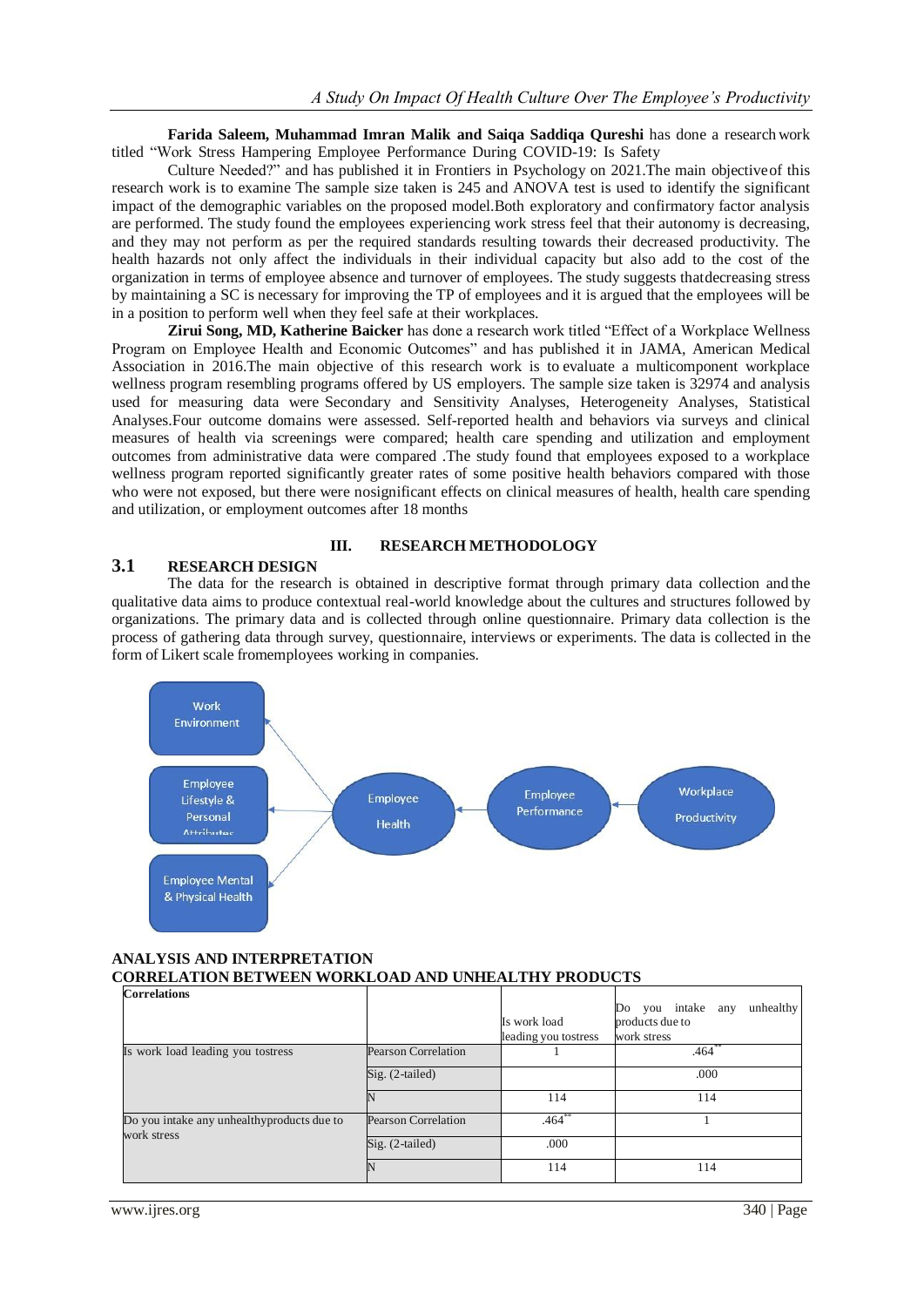**Farida Saleem, Muhammad Imran Malik and Saiqa Saddiqa Qureshi** has done a research work titled "Work Stress Hampering Employee Performance During COVID-19: Is Safety

Culture Needed?" and has published it in Frontiers in Psychology on 2021.The main objective of this research work is to examine The sample size taken is 245 and ANOVA test is used to identify the significant impact of the demographic variables on the proposed model.Both exploratory and confirmatory factor analysis are performed. The study found the employees experiencing work stress feel that their autonomy is decreasing, and they may not perform as per the required standards resulting towards their decreased productivity. The health hazards not only affect the individuals in their individual capacity but also add to the cost of the organization in terms of employee absence and turnover of employees. The study suggests thatdecreasing stress by maintaining a SC is necessary for improving the TP of employees and it is argued that the employees will be in a position to perform well when they feel safe at their workplaces.

**Zirui Song, MD, Katherine Baicker** has done a research work titled "Effect of a Workplace Wellness Program on Employee Health and Economic Outcomes" and has published it in JAMA, American Medical Association in 2016.The main objective of this research work is to evaluate a multicomponent workplace wellness program resembling programs offered by US employers. The sample size taken is 32974 and analysis used for measuring data were Secondary and Sensitivity Analyses, Heterogeneity Analyses, Statistical Analyses.Four outcome domains were assessed. Self-reported health and behaviors via surveys and clinical measures of health via screenings were compared; health care spending and utilization and employment outcomes from administrative data were compared .The study found that employees exposed to a workplace wellness program reported significantly greater rates of some positive health behaviors compared with those who were not exposed, but there were nosignificant effects on clinical measures of health, health care spending and utilization, or employment outcomes after 18 months

## III. RESEARCH METHODOLOGY

### 3.1 RESEARCH DESIGN

The data for the research is obtained in descriptive format through primary data collection and the qualitative data aims to produce contextual real-world knowledge about the cultures and structures followed by organizations. The primary data and is collected through online questionnaire. Primary data collection is the process of gathering data through survey, questionnaire, interviews or experiments. The data is collected in the form of Likert scale fromemployees working in companies.

Work Environment

Employee Lifestyle & Personal Attributes

Employee Mental & Physical Health

Employee Health

Employee Performance

Workplace Productivity

## ANALYSIS AND INTERPRETATION

### CORRELATION BETWEEN WORKLOAD AND UNHEALTHY PRODUCTS

| Correlations | | Is work load leading you tostress | Do you intake any unhealthy products due to work stress |
|---|---|---|---|
| Is work load leading you tostress | Pearson Correlation | 1 | .464** |
| | Sig. (2-tailed) | | .000 |
| | N | 114 | 114 |
| Do you intake any unhealthyproducts due to work stress | Pearson Correlation | .464** | 1 |
| | Sig. (2-tailed) | .000 | |
| | N | 114 | 114 |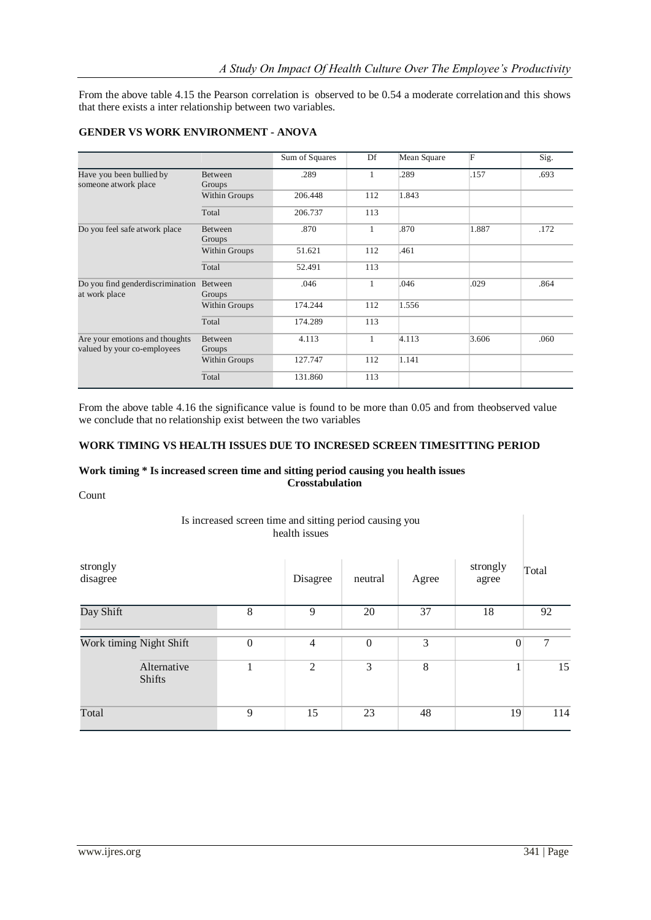From the above table 4.15 the Pearson correlation is observed to be 0.54 a moderate correlation and this shows that there exists a inter relationship between two variables.

### GENDER VS WORK ENVIRONMENT - ANOVA

| | | Sum of Squares | Df | Mean Square | F | Sig. |
|---|---|---|---|---|---|---|
| Have you been bullied by someone atwork place | Between Groups | .289 | 1 | .289 | .157 | .693 |
| | Within Groups | 206.448 | 112 | 1.843 | | |
| | Total | 206.737 | 113 | | | |
| Do you feel safe atwork place | Between Groups | .870 | 1 | .870 | 1.887 | .172 |
| | Within Groups | 51.621 | 112 | .461 | | |
| | Total | 52.491 | 113 | | | |
| Do you find genderdiscrimination at work place | Between Groups | .046 | 1 | .046 | .029 | .864 |
| | Within Groups | 174.244 | 112 | 1.556 | | |
| | Total | 174.289 | 113 | | | |
| Are your emotions and thoughts valued by your co-employees | Between Groups | 4.113 | 1 | 4.113 | 3.606 | .060 |
| | Within Groups | 127.747 | 112 | 1.141 | | |
| | Total | 131.860 | 113 | | | |

From the above table 4.16 the significance value is found to be more than 0.05 and from theobserved value we conclude that no relationship exist between the two variables

### WORK TIMING VS HEALTH ISSUES DUE TO INCRESED SCREEN TIMESITTING PERIOD

**Work timing * Is increased screen time and sitting period causing you health issues Crosstabulation**

Count

| | | Is increased screen time and sitting period causing you health issues | | | | | |
|---|---|---|---|---|---|---|---|
| | | strongly disagree | Disagree | neutral | Agree | strongly agree | Total |
| Work timing | Day Shift | 8 | 9 | 20 | 37 | 18 | 92 |
| | Night Shift | 0 | 4 | 0 | 3 | 0 | 7 |
| | Alternative Shifts | 1 | 2 | 3 | 8 | 1 | 15 |
| Total | | 9 | 15 | 23 | 48 | 19 | 114 |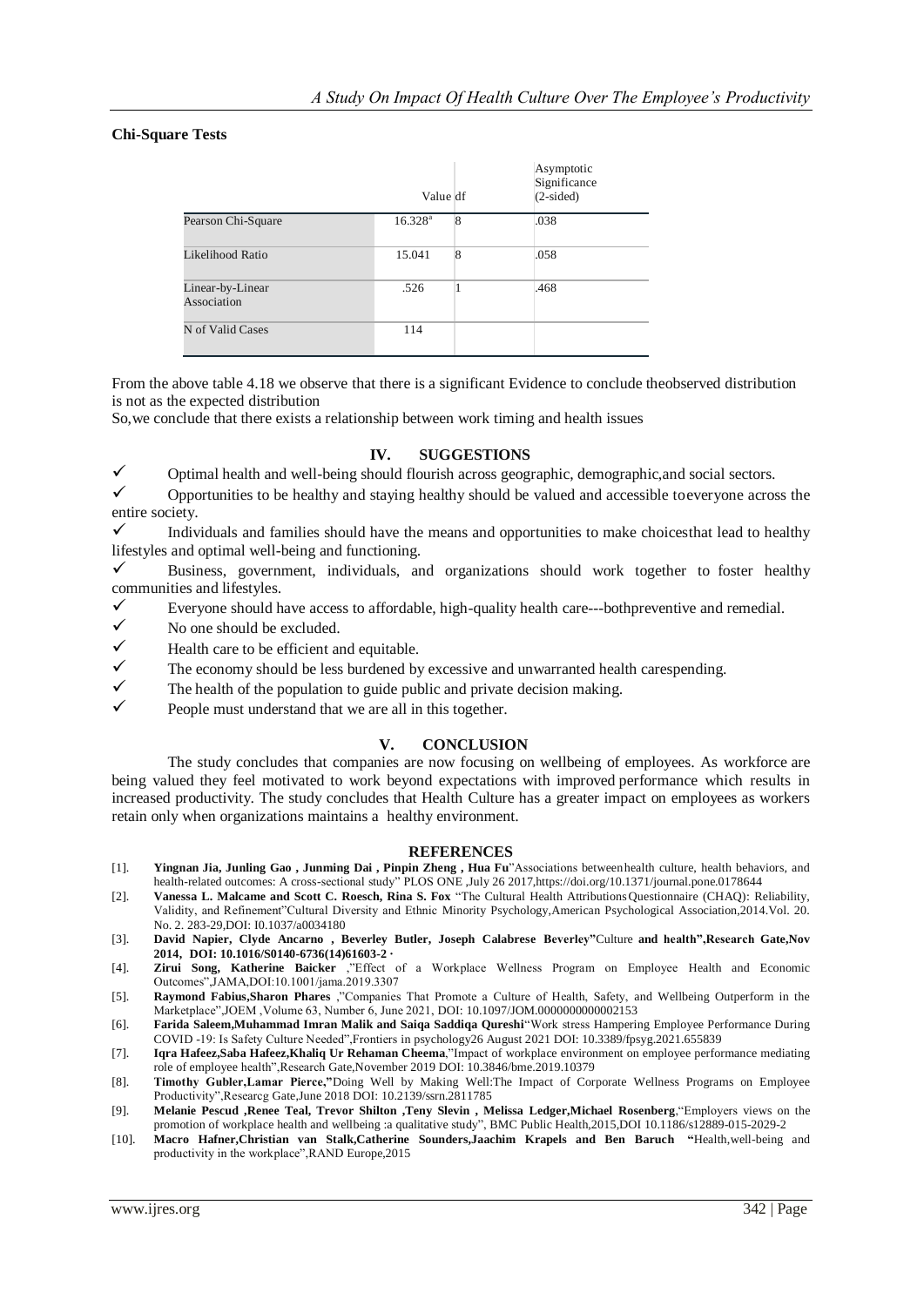**Chi-Square Tests**

| | Value | df | Asymptotic Significance (2-sided) |
|---|---|---|---|
| Pearson Chi-Square | 16.328[a] | 8 | .038 |
| Likelihood Ratio | 15.041 | 8 | .058 |
| Linear-by-Linear Association | .526 | 1 | .468 |
| N of Valid Cases | 114 | | |

From the above table 4.18 we observe that there is a significant Evidence to conclude theobserved distribution is not as the expected distribution

So,we conclude that there exists a relationship between work timing and health issues

## IV. SUGGESTIONS

- ✓ Optimal health and well-being should flourish across geographic, demographic,and social sectors.
- ✓ Opportunities to be healthy and staying healthy should be valued and accessible toeveryone across the entire society.
- ✓ Individuals and families should have the means and opportunities to make choicesthat lead to healthy lifestyles and optimal well-being and functioning.
- ✓ Business, government, individuals, and organizations should work together to foster healthy communities and lifestyles.
- ✓ Everyone should have access to affordable, high-quality health care---bothpreventive and remedial.
- ✓ No one should be excluded.
- ✓ Health care to be efficient and equitable.
- ✓ The economy should be less burdened by excessive and unwarranted health carespending.
- ✓ The health of the population to guide public and private decision making.
- ✓ People must understand that we are all in this together.

## V. CONCLUSION

The study concludes that companies are now focusing on wellbeing of employees. As workforce are being valued they feel motivated to work beyond expectations with improved performance which results in increased productivity. The study concludes that Health Culture has a greater impact on employees as workers retain only when organizations maintains a healthy environment.

## REFERENCES

[1]. **Yingnan Jia, Junling Gao , Junming Dai , Pinpin Zheng , Hua Fu**"Associations betweenhealth culture, health behaviors, and health-related outcomes: A cross-sectional study" PLOS ONE ,July 26 2017,https://doi.org/10.1371/journal.pone.0178644

[2]. **Vanessa L. Malcame and Scott C. Roesch, Rina S. Fox** "The Cultural Health AttributionsQuestionnaire (CHAQ): Reliability, Validity, and Refinement"Cultural Diversity and Ethnic Minority Psychology,American Psychological Association,2014.Vol. 20. No. 2. 283-29,DOI: I0.1037/a0034180

[3]. **David Napier, Clyde Ancarno , Beverley Butler, Joseph Calabrese Beverley"**Culture **and health",Research Gate,Nov 2014, DOI: 10.1016/S0140-6736(14)61603-2 ·**

[4]. **Zirui Song, Katherine Baicker** ,"Effect of a Workplace Wellness Program on Employee Health and Economic Outcomes",JAMA,DOI:10.1001/jama.2019.3307

[5]. **Raymond Fabius,Sharon Phares** ,"Companies That Promote a Culture of Health, Safety, and Wellbeing Outperform in the Marketplace",JOEM ,Volume 63, Number 6, June 2021, DOI: 10.1097/JOM.0000000000002153

[6]. **Farida Saleem,Muhammad Imran Malik and Saiqa Saddiqa Qureshi**"Work stress Hampering Employee Performance During COVID -19: Is Safety Culture Needed",Frontiers in psychology26 August 2021 DOI: 10.3389/fpsyg.2021.655839

[7]. **Iqra Hafeez,Saba Hafeez,Khaliq Ur Rehaman Cheema**,"Impact of workplace environment on employee performance mediating role of employee health",Research Gate,November 2019 DOI: 10.3846/bme.2019.10379

[8]. **Timothy Gubler,Lamar Pierce,"**Doing Well by Making Well:The Impact of Corporate Wellness Programs on Employee Productivity",Researcg Gate,June 2018 DOI: 10.2139/ssrn.2811785

[9]. **Melanie Pescud ,Renee Teal, Trevor Shilton ,Teny Slevin , Melissa Ledger,Michael Rosenberg**,"Employers views on the promotion of workplace health and wellbeing :a qualitative study", BMC Public Health,2015,DOI 10.1186/s12889-015-2029-2

[10]. **Macro Hafner,Christian van Stalk,Catherine Sounders,Jaachim Krapels and Ben Baruch "**Health,well-being and productivity in the workplace",RAND Europe,2015